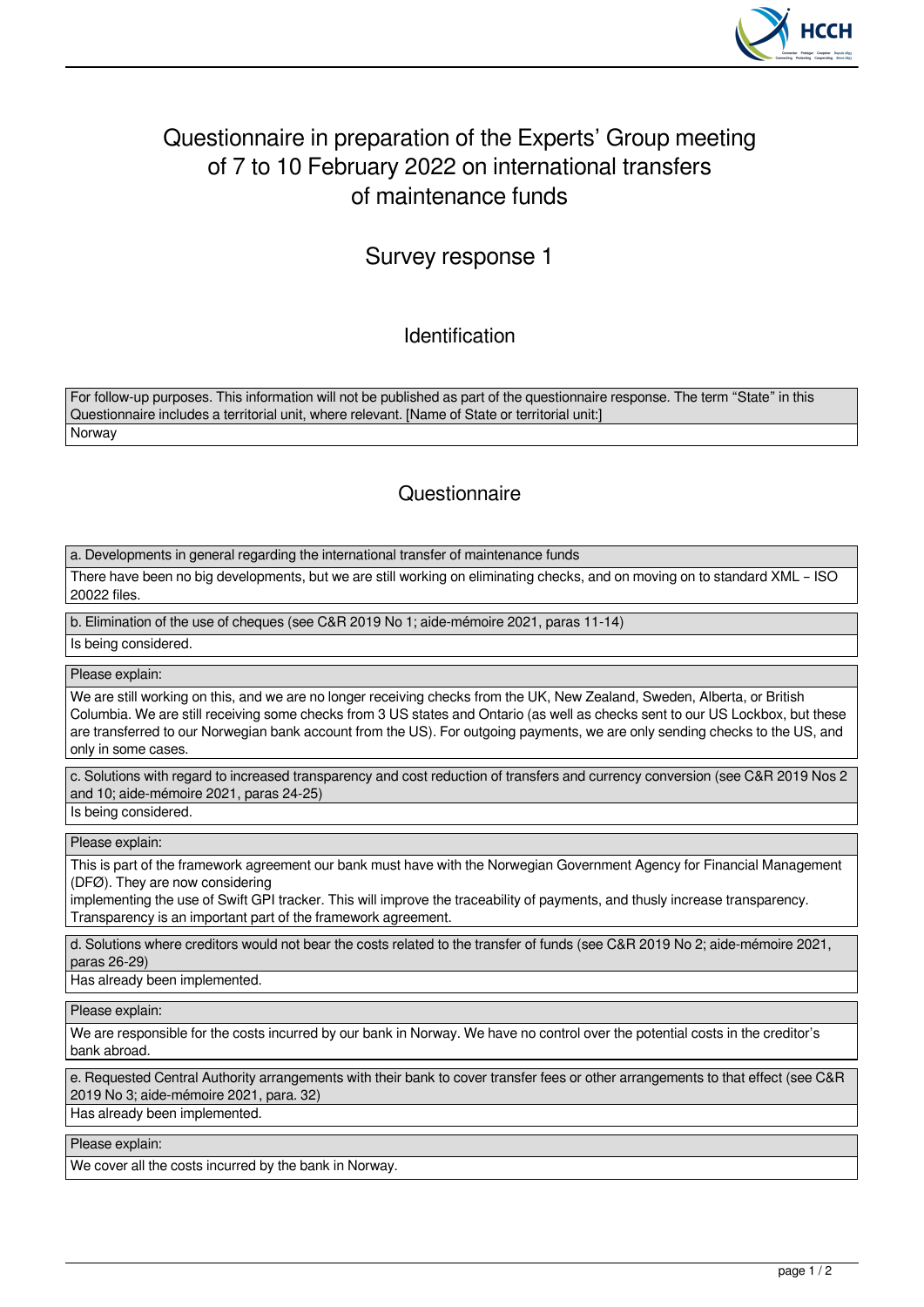# Questionnaire in preparation of the Experts' Group meeting of 7 to 10 February 2022 on international transfers of maintenance funds

## Survey response 1

### Identification

| For follow-up purposes. This information will not be published as part of the questionnaire response. The term "State" in this Questionnaire includes a territorial unit, where relevant. [Name of State or territorial unit:] |
|---|
| Norway |

### Questionnaire

| a. Developments in general regarding the international transfer of maintenance funds |
|---|
| There have been no big developments, but we are still working on eliminating checks, and on moving on to standard XML – ISO 20022 files. |

| b. Elimination of the use of cheques (see C&R 2019 No 1; aide-mémoire 2021, paras 11-14) |
|---|
| Is being considered. |

| Please explain: |
|---|
| We are still working on this, and we are no longer receiving checks from the UK, New Zealand, Sweden, Alberta, or British Columbia. We are still receiving some checks from 3 US states and Ontario (as well as checks sent to our US Lockbox, but these are transferred to our Norwegian bank account from the US). For outgoing payments, we are only sending checks to the US, and only in some cases. |

| c. Solutions with regard to increased transparency and cost reduction of transfers and currency conversion (see C&R 2019 Nos 2 and 10; aide-mémoire 2021, paras 24-25) |
|---|
| Is being considered. |

| Please explain: |
|---|
| This is part of the framework agreement our bank must have with the Norwegian Government Agency for Financial Management (DFØ). They are now considering implementing the use of Swift GPI tracker. This will improve the traceability of payments, and thusly increase transparency. Transparency is an important part of the framework agreement. |

| d. Solutions where creditors would not bear the costs related to the transfer of funds (see C&R 2019 No 2; aide-mémoire 2021, paras 26-29) |
|---|
| Has already been implemented. |

| Please explain: |
|---|
| We are responsible for the costs incurred by our bank in Norway. We have no control over the potential costs in the creditor's bank abroad. |

| e. Requested Central Authority arrangements with their bank to cover transfer fees or other arrangements to that effect (see C&R 2019 No 3; aide-mémoire 2021, para. 32) |
|---|
| Has already been implemented. |

| Please explain: |
|---|
| We cover all the costs incurred by the bank in Norway. |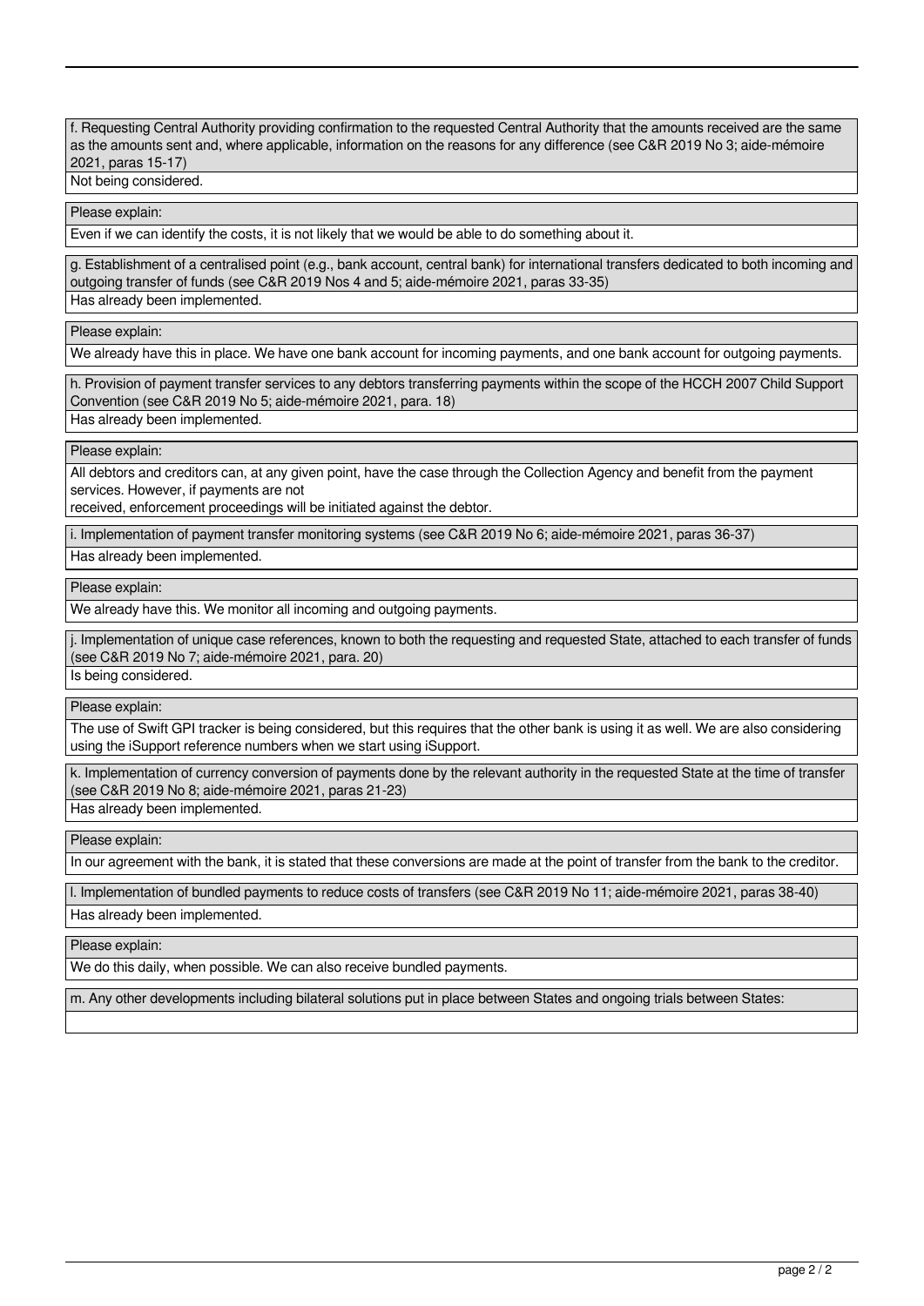f. Requesting Central Authority providing confirmation to the requested Central Authority that the amounts received are the same as the amounts sent and, where applicable, information on the reasons for any difference (see C&R 2019 No 3; aide-mémoire 2021, paras 15-17)

Not being considered.

Please explain:

Even if we can identify the costs, it is not likely that we would be able to do something about it.

g. Establishment of a centralised point (e.g., bank account, central bank) for international transfers dedicated to both incoming and outgoing transfer of funds (see C&R 2019 Nos 4 and 5; aide-mémoire 2021, paras 33-35)

Has already been implemented.

Please explain:

We already have this in place. We have one bank account for incoming payments, and one bank account for outgoing payments.

h. Provision of payment transfer services to any debtors transferring payments within the scope of the HCCH 2007 Child Support Convention (see C&R 2019 No 5; aide-mémoire 2021, para. 18)

Has already been implemented.

Please explain:

All debtors and creditors can, at any given point, have the case through the Collection Agency and benefit from the payment services. However, if payments are not
received, enforcement proceedings will be initiated against the debtor.

i. Implementation of payment transfer monitoring systems (see C&R 2019 No 6; aide-mémoire 2021, paras 36-37)

Has already been implemented.

Please explain:

We already have this. We monitor all incoming and outgoing payments.

j. Implementation of unique case references, known to both the requesting and requested State, attached to each transfer of funds (see C&R 2019 No 7; aide-mémoire 2021, para. 20)

Is being considered.

Please explain:

The use of Swift GPI tracker is being considered, but this requires that the other bank is using it as well. We are also considering using the iSupport reference numbers when we start using iSupport.

k. Implementation of currency conversion of payments done by the relevant authority in the requested State at the time of transfer (see C&R 2019 No 8; aide-mémoire 2021, paras 21-23)

Has already been implemented.

Please explain:

In our agreement with the bank, it is stated that these conversions are made at the point of transfer from the bank to the creditor.

l. Implementation of bundled payments to reduce costs of transfers (see C&R 2019 No 11; aide-mémoire 2021, paras 38-40)

Has already been implemented.

Please explain:

We do this daily, when possible. We can also receive bundled payments.

m. Any other developments including bilateral solutions put in place between States and ongoing trials between States: